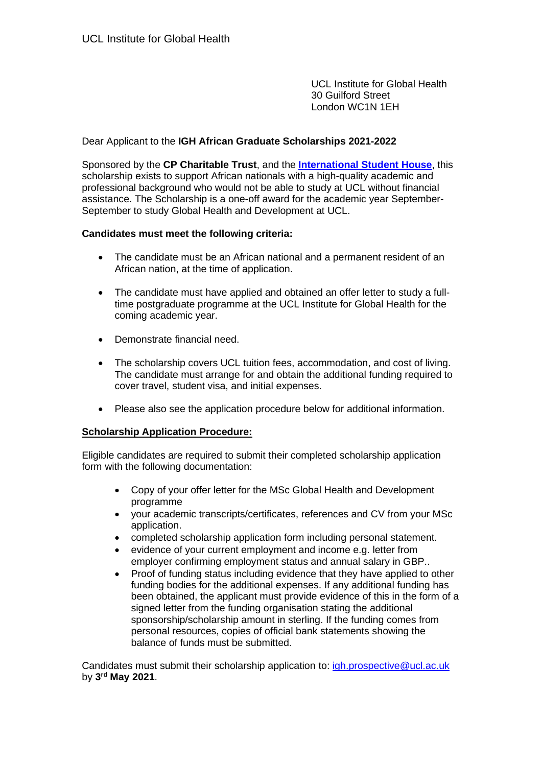UCL Institute for Global Health

UCL Institute for Global Health
30 Guilford Street
London WC1N 1EH

Dear Applicant to the **IGH African Graduate Scholarships 2021-2022**

Sponsored by the **CP Charitable Trust**, and the **[International Student House](#)**, this scholarship exists to support African nationals with a high-quality academic and professional background who would not be able to study at UCL without financial assistance. The Scholarship is a one-off award for the academic year September-September to study Global Health and Development at UCL.

**Candidates must meet the following criteria:**

- The candidate must be an African national and a permanent resident of an African nation, at the time of application.
- The candidate must have applied and obtained an offer letter to study a full-time postgraduate programme at the UCL Institute for Global Health for the coming academic year.
- Demonstrate financial need.
- The scholarship covers UCL tuition fees, accommodation, and cost of living. The candidate must arrange for and obtain the additional funding required to cover travel, student visa, and initial expenses.
- Please also see the application procedure below for additional information.

**Scholarship Application Procedure:**

Eligible candidates are required to submit their completed scholarship application form with the following documentation:

- Copy of your offer letter for the MSc Global Health and Development programme
- your academic transcripts/certificates, references and CV from your MSc application.
- completed scholarship application form including personal statement.
- evidence of your current employment and income e.g. letter from employer confirming employment status and annual salary in GBP..
- Proof of funding status including evidence that they have applied to other funding bodies for the additional expenses. If any additional funding has been obtained, the applicant must provide evidence of this in the form of a signed letter from the funding organisation stating the additional sponsorship/scholarship amount in sterling. If the funding comes from personal resources, copies of official bank statements showing the balance of funds must be submitted.

Candidates must submit their scholarship application to: igh.prospective@ucl.ac.uk by **3rd May 2021**.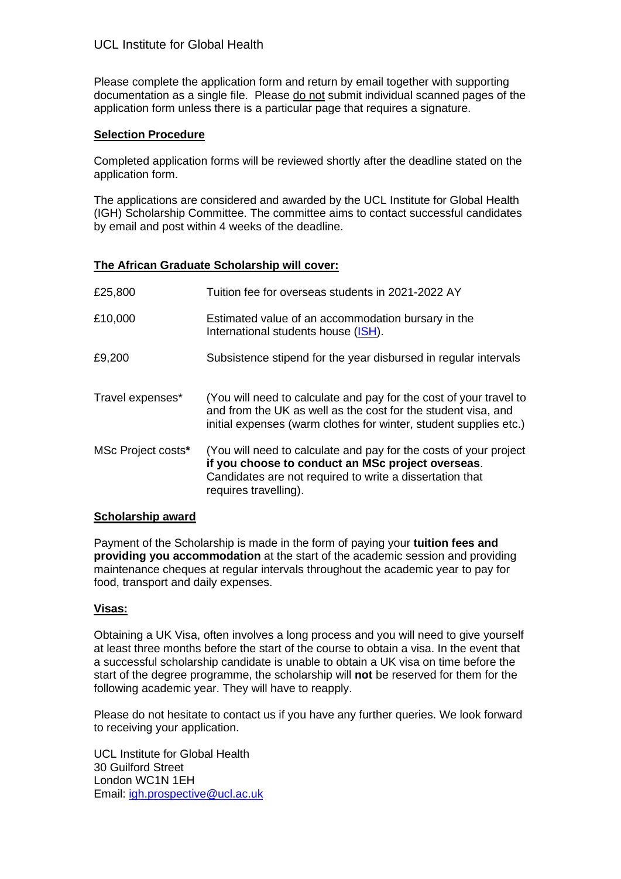UCL Institute for Global Health

Please complete the application form and return by email together with supporting documentation as a single file. Please do not submit individual scanned pages of the application form unless there is a particular page that requires a signature.

## Selection Procedure

Completed application forms will be reviewed shortly after the deadline stated on the application form.

The applications are considered and awarded by the UCL Institute for Global Health (IGH) Scholarship Committee. The committee aims to contact successful candidates by email and post within 4 weeks of the deadline.

## The African Graduate Scholarship will cover:

| | |
|---|---|
| £25,800 | Tuition fee for overseas students in 2021-2022 AY |
| £10,000 | Estimated value of an accommodation bursary in the International students house (ISH). |
| £9,200 | Subsistence stipend for the year disbursed in regular intervals |
| Travel expenses* | (You will need to calculate and pay for the cost of your travel to and from the UK as well as the cost for the student visa, and initial expenses (warm clothes for winter, student supplies etc.) |
| MSc Project costs**\*** | (You will need to calculate and pay for the costs of your project **if you choose to conduct an MSc project overseas**. Candidates are not required to write a dissertation that requires travelling). |

## Scholarship award

Payment of the Scholarship is made in the form of paying your **tuition fees and providing you accommodation** at the start of the academic session and providing maintenance cheques at regular intervals throughout the academic year to pay for food, transport and daily expenses.

## Visas:

Obtaining a UK Visa, often involves a long process and you will need to give yourself at least three months before the start of the course to obtain a visa. In the event that a successful scholarship candidate is unable to obtain a UK visa on time before the start of the degree programme, the scholarship will **not** be reserved for them for the following academic year. They will have to reapply.

Please do not hesitate to contact us if you have any further queries. We look forward to receiving your application.

UCL Institute for Global Health
30 Guilford Street
London WC1N 1EH
Email: igh.prospective@ucl.ac.uk